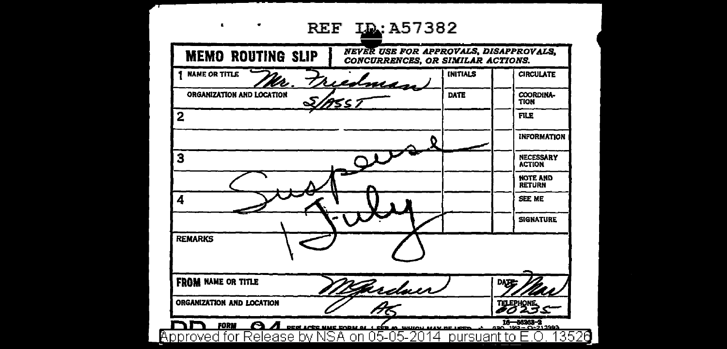REF ID:A57382

| MEMO ROUTING SLIP | NEVER USE FOR APPROVALS, DISAPPROVALS, CONCURRENCES, OR SIMILAR ACTIONS. | | |
|---|---|---|---|
| 1 NAME OR TITLE: Mr. Friedman | INITIALS | | CIRCULATE |
| ORGANIZATION AND LOCATION: S/ASST | DATE | | COORDINATION |
| 2 | | | FILE |
| | | | INFORMATION |
| 3 | | | NECESSARY ACTION |
| | | | NOTE AND RETURN |
| 4 | | | SEE ME |
| | | | SIGNATURE |

Suspense 1 July

REMARKS

| FROM NAME OR TITLE: M Gardner | DATE: 9 Mar |
|---|---|
| ORGANIZATION AND LOCATION: AG | TELEPHONE: 60235 |

DD FORM 94 REPLACES NME FORM 94, 1 FEB 49, WHICH MAY BE USED. 16—56363-2 GPO 1952—O-213993

Approved for Release by NSA on 05-05-2014 pursuant to E.O. 13526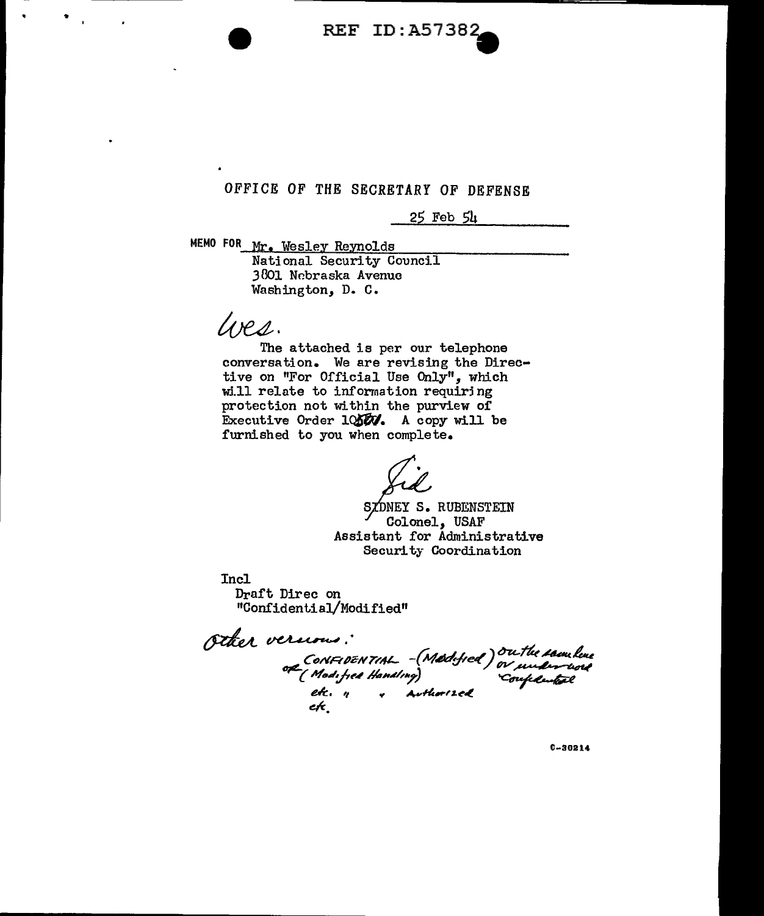REF ID:A57382

OFFICE OF THE SECRETARY OF DEFENSE

25 Feb 54

MEMO FOR Mr. Wesley Reynolds
National Security Council
3801 Nebraska Avenue
Washington, D. C.

Wes.

The attached is per our telephone conversation. We are revising the Directive on "For Official Use Only", which will relate to information requiring protection not within the purview of Executive Order 10501. A copy will be furnished to you when complete.

Sid

SIDNEY S. RUBENSTEIN
Colonel, USAF
Assistant for Administrative Security Coordination

Incl
Draft Direc on
"Confidential/Modified"

Other versions:
CONFIDENTIAL -(Modified) on the same line or under word Confidential
or (Modified Handling)
etc. " " Authorized
etc.

C-30214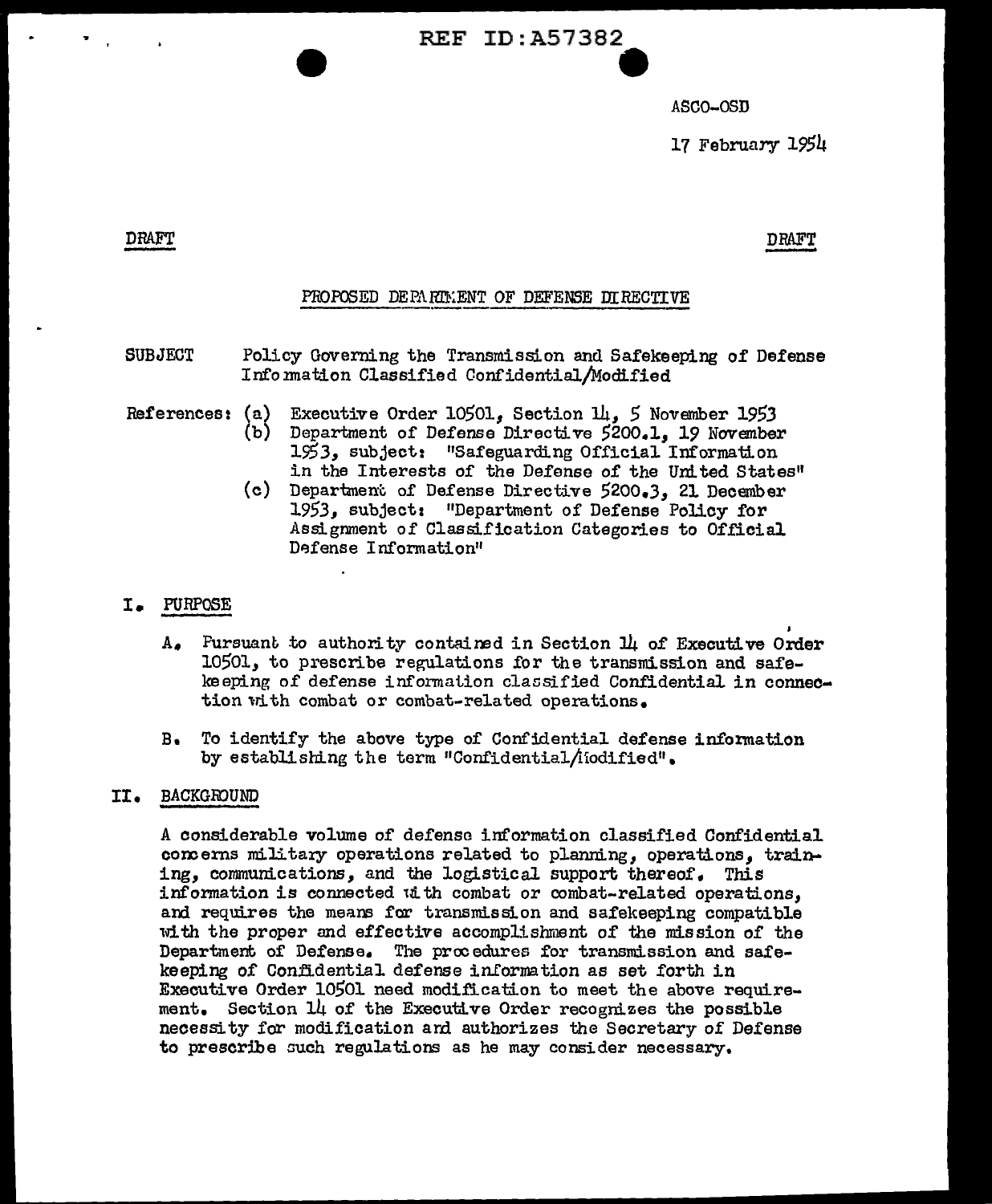REF ID:A57382

ASCO-OSD

17 February 1954

DRAFT　　　　　　　　　　　　　　　　　　　　　　　　　　　　DRAFT

PROPOSED DEPARTMENT OF DEFENSE DIRECTIVE

SUBJECT　Policy Governing the Transmission and Safekeeping of Defense Information Classified Confidential/Modified

References: (a) Executive Order 10501, Section 14, 5 November 1953
(b) Department of Defense Directive 5200.1, 19 November 1953, subject: "Safeguarding Official Information in the Interests of the Defense of the United States"
(c) Department of Defense Directive 5200.3, 21 December 1953, subject: "Department of Defense Policy for Assignment of Classification Categories to Official Defense Information"

## I. PURPOSE

A. Pursuant to authority contained in Section 14 of Executive Order 10501, to prescribe regulations for the transmission and safekeeping of defense information classified Confidential in connection with combat or combat-related operations.

B. To identify the above type of Confidential defense information by establishing the term "Confidential/Modified".

## II. BACKGROUND

A considerable volume of defense information classified Confidential concerns military operations related to planning, operations, training, communications, and the logistical support thereof. This information is connected with combat or combat-related operations, and requires the means for transmission and safekeeping compatible with the proper and effective accomplishment of the mission of the Department of Defense. The procedures for transmission and safekeeping of Confidential defense information as set forth in Executive Order 10501 need modification to meet the above requirement. Section 14 of the Executive Order recognizes the possible necessity for modification and authorizes the Secretary of Defense to prescribe such regulations as he may consider necessary.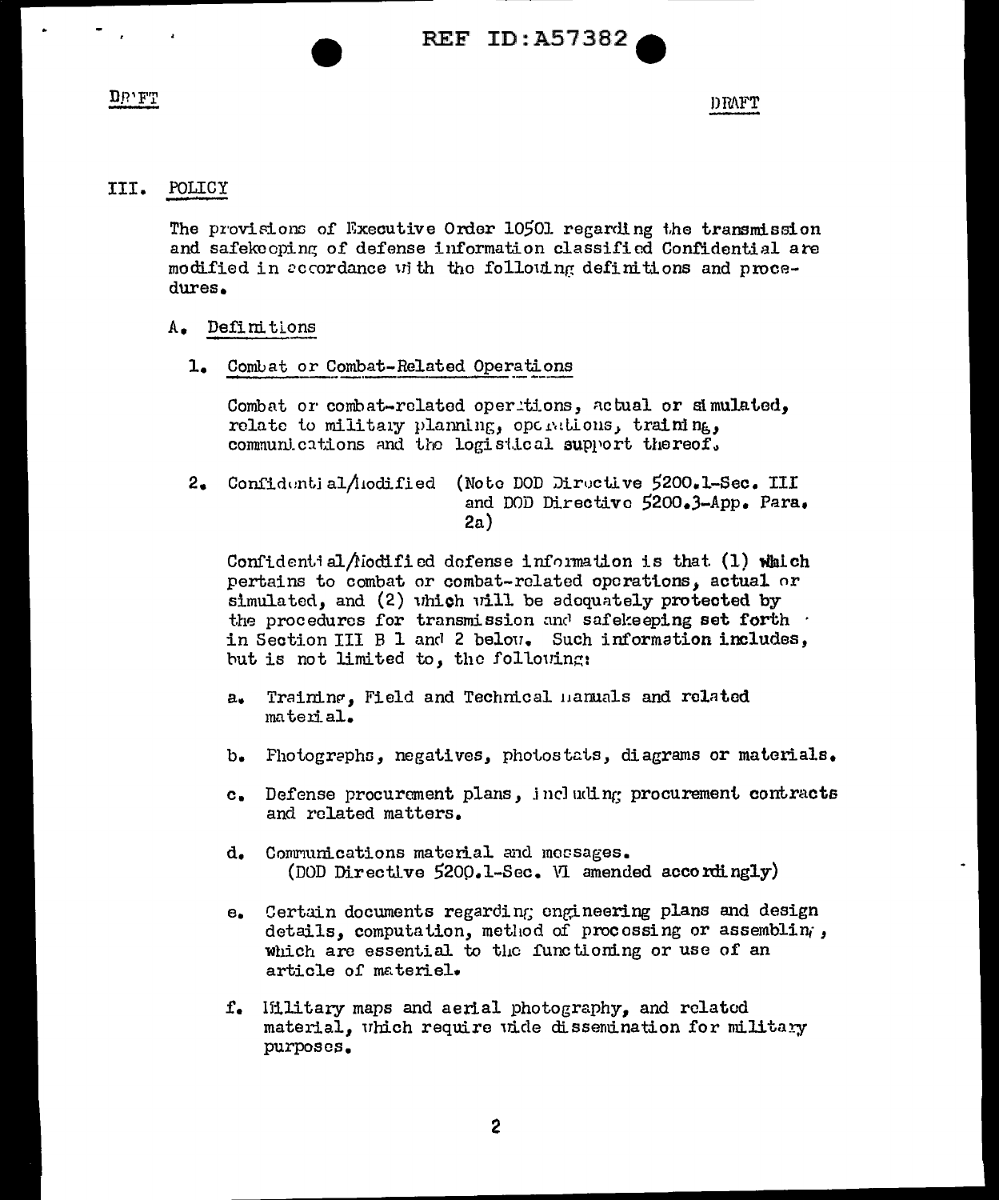DRAFT DRAFT

## III. POLICY

The provisions of Executive Order 10501 regarding the transmission and safekeeping of defense information classified Confidential are modified in accordance with the following definitions and procedures.

### A. Definitions

#### 1. Combat or Combat-Related Operations

Combat or combat-related operations, actual or simulated, relate to military planning, operations, training, communications and the logistical support thereof.

#### 2. Confidential/Modified (Note DOD Directive 5200.1-Sec. III and DOD Directive 5200.3-App. Para. 2a)

Confidential/Modified defense information is that (1) which pertains to combat or combat-related operations, actual or simulated, and (2) which will be adequately protected by the procedures for transmission and safekeeping set forth in Section III B 1 and 2 below. Such information includes, but is not limited to, the following:

a. Training, Field and Technical manuals and related material.

b. Photographs, negatives, photostats, diagrams or materials.

c. Defense procurement plans, including procurement contracts and related matters.

d. Communications material and messages. (DOD Directive 5200.1-Sec. VI amended accordingly)

e. Certain documents regarding engineering plans and design details, computation, method of processing or assembling, which are essential to the functioning or use of an article of materiel.

f. Military maps and aerial photography, and related material, which require wide dissemination for military purposes.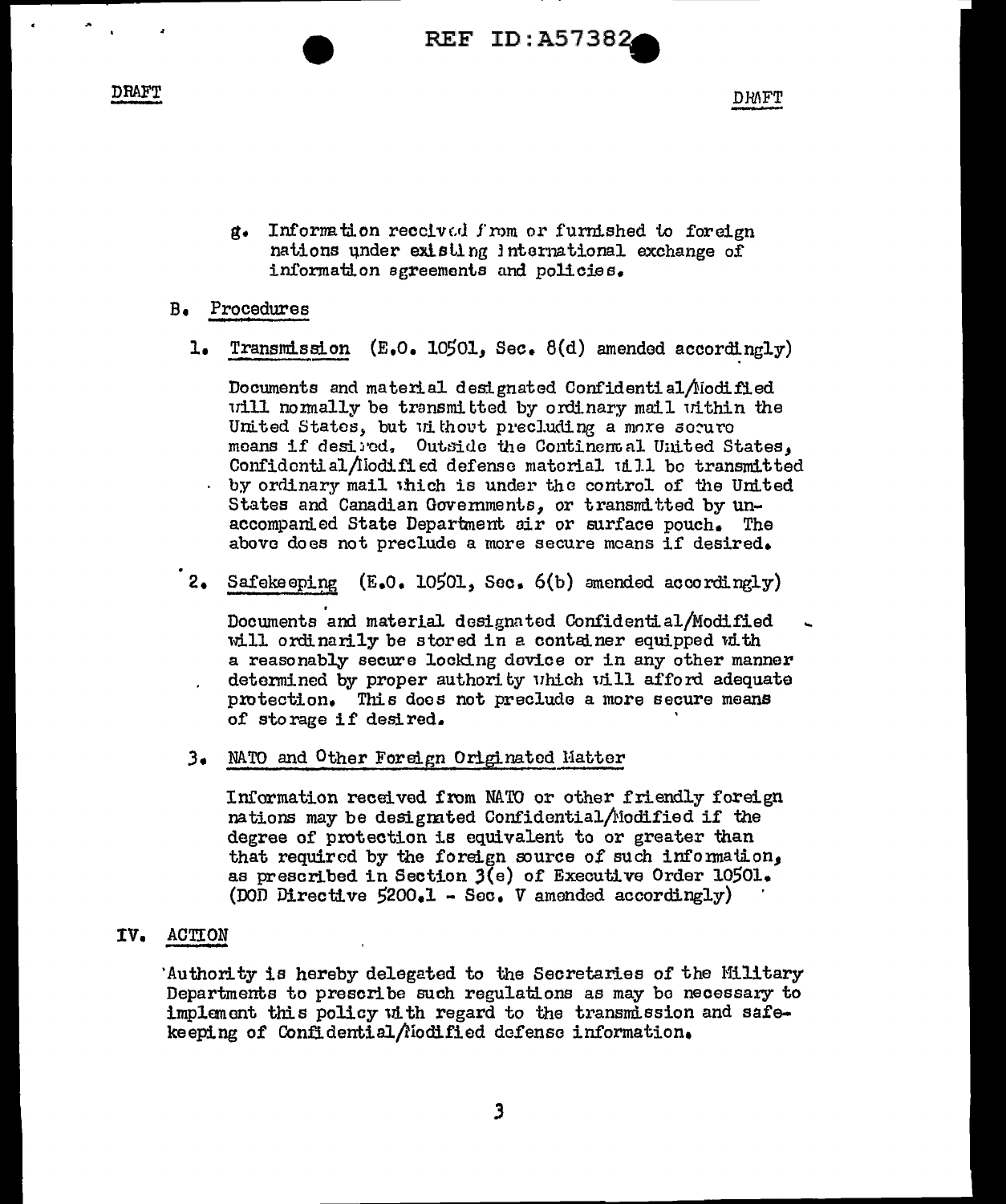DRAFT DRAFT

g. Information received from or furnished to foreign nations under existing international exchange of information agreements and policies.

B. Procedures

1. Transmission (E.O. 10501, Sec. 8(d) amended accordingly)

Documents and material designated Confidential/Modified will normally be transmitted by ordinary mail within the United States, but without precluding a more secure means if desired. Outside the Continental United States, Confidential/Modified defense material will be transmitted by ordinary mail which is under the control of the United States and Canadian Governments, or transmitted by unaccompanied State Department air or surface pouch. The above does not preclude a more secure means if desired.

2. Safekeeping (E.O. 10501, Sec. 6(b) amended accordingly)

Documents and material designated Confidential/Modified will ordinarily be stored in a container equipped with a reasonably secure locking device or in any other manner determined by proper authority which will afford adequate protection. This does not preclude a more secure means of storage if desired.

3. NATO and Other Foreign Originated Matter

Information received from NATO or other friendly foreign nations may be designated Confidential/Modified if the degree of protection is equivalent to or greater than that required by the foreign source of such information, as prescribed in Section 3(e) of Executive Order 10501. (DOD Directive 5200.1 - Sec. V amended accordingly)

IV. ACTION

Authority is hereby delegated to the Secretaries of the Military Departments to prescribe such regulations as may be necessary to implement this policy with regard to the transmission and safekeeping of Confidential/Modified defense information.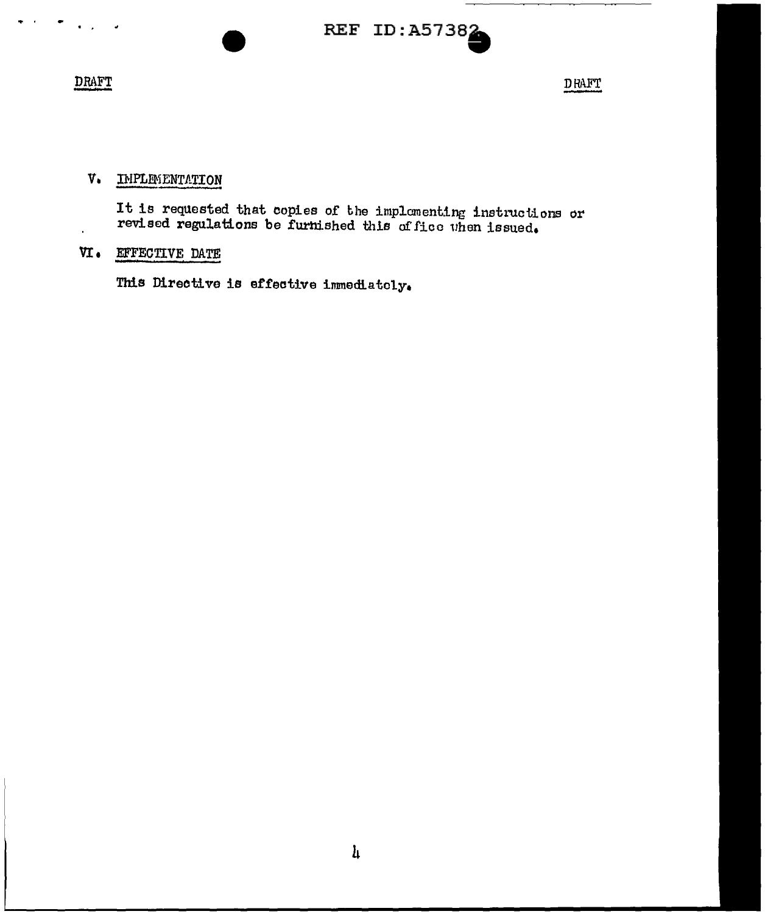DRAFT DRAFT

## V. IMPLEMENTATION

It is requested that copies of the implementing instructions or revised regulations be furnished this office when issued.

## VI. EFFECTIVE DATE

This Directive is effective immediately.